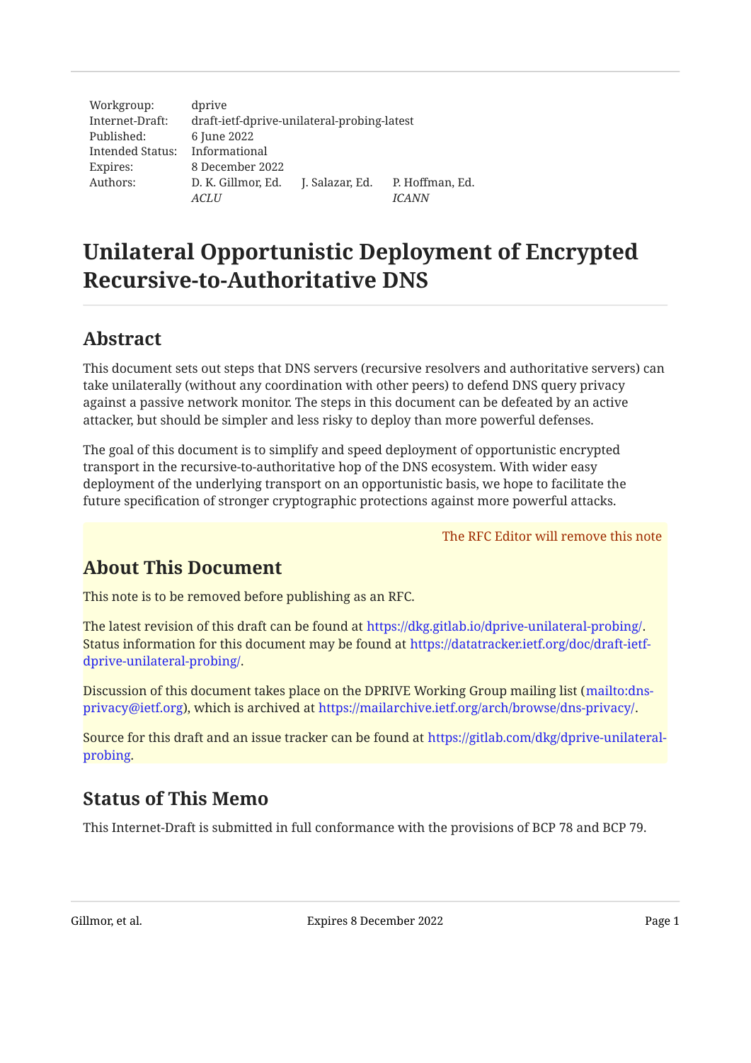| | | | |
|---|---|---|---|
| Workgroup: | dprive | | |
| Internet-Draft: | draft-ietf-dprive-unilateral-probing-latest | | |
| Published: | 6 June 2022 | | |
| Intended Status: | Informational | | |
| Expires: | 8 December 2022 | | |
| Authors: | D. K. Gillmor, Ed. | J. Salazar, Ed. | P. Hoffman, Ed. |
| | *ACLU* | | *ICANN* |

# Unilateral Opportunistic Deployment of Encrypted Recursive-to-Authoritative DNS

## Abstract

This document sets out steps that DNS servers (recursive resolvers and authoritative servers) can take unilaterally (without any coordination with other peers) to defend DNS query privacy against a passive network monitor. The steps in this document can be defeated by an active attacker, but should be simpler and less risky to deploy than more powerful defenses.

The goal of this document is to simplify and speed deployment of opportunistic encrypted transport in the recursive-to-authoritative hop of the DNS ecosystem. With wider easy deployment of the underlying transport on an opportunistic basis, we hope to facilitate the future specification of stronger cryptographic protections against more powerful attacks.

The RFC Editor will remove this note

## About This Document

This note is to be removed before publishing as an RFC.

The latest revision of this draft can be found at https://dkg.gitlab.io/dprive-unilateral-probing/. Status information for this document may be found at https://datatracker.ietf.org/doc/draft-ietf-dprive-unilateral-probing/.

Discussion of this document takes place on the DPRIVE Working Group mailing list (mailto:dns-privacy@ietf.org), which is archived at https://mailarchive.ietf.org/arch/browse/dns-privacy/.

Source for this draft and an issue tracker can be found at https://gitlab.com/dkg/dprive-unilateral-probing.

## Status of This Memo

This Internet-Draft is submitted in full conformance with the provisions of BCP 78 and BCP 79.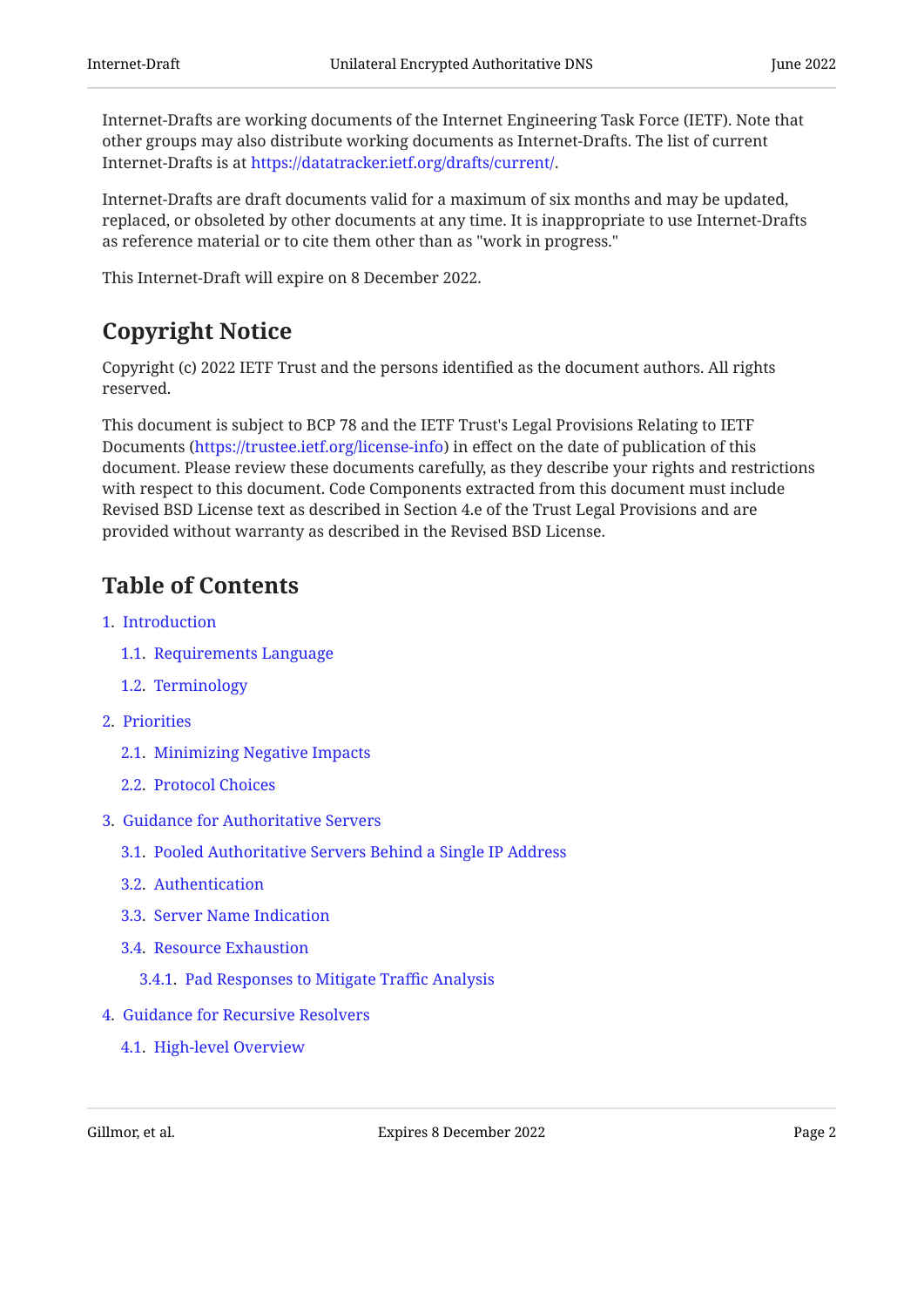Internet-Drafts are working documents of the Internet Engineering Task Force (IETF). Note that other groups may also distribute working documents as Internet-Drafts. The list of current Internet-Drafts is at https://datatracker.ietf.org/drafts/current/.

Internet-Drafts are draft documents valid for a maximum of six months and may be updated, replaced, or obsoleted by other documents at any time. It is inappropriate to use Internet-Drafts as reference material or to cite them other than as "work in progress."

This Internet-Draft will expire on 8 December 2022.

## Copyright Notice

Copyright (c) 2022 IETF Trust and the persons identified as the document authors. All rights reserved.

This document is subject to BCP 78 and the IETF Trust's Legal Provisions Relating to IETF Documents (https://trustee.ietf.org/license-info) in effect on the date of publication of this document. Please review these documents carefully, as they describe your rights and restrictions with respect to this document. Code Components extracted from this document must include Revised BSD License text as described in Section 4.e of the Trust Legal Provisions and are provided without warranty as described in the Revised BSD License.

## Table of Contents

- 1. Introduction
  - 1.1. Requirements Language
  - 1.2. Terminology
- 2. Priorities
  - 2.1. Minimizing Negative Impacts
  - 2.2. Protocol Choices
- 3. Guidance for Authoritative Servers
  - 3.1. Pooled Authoritative Servers Behind a Single IP Address
  - 3.2. Authentication
  - 3.3. Server Name Indication
  - 3.4. Resource Exhaustion
    - 3.4.1. Pad Responses to Mitigate Traffic Analysis
- 4. Guidance for Recursive Resolvers
  - 4.1. High-level Overview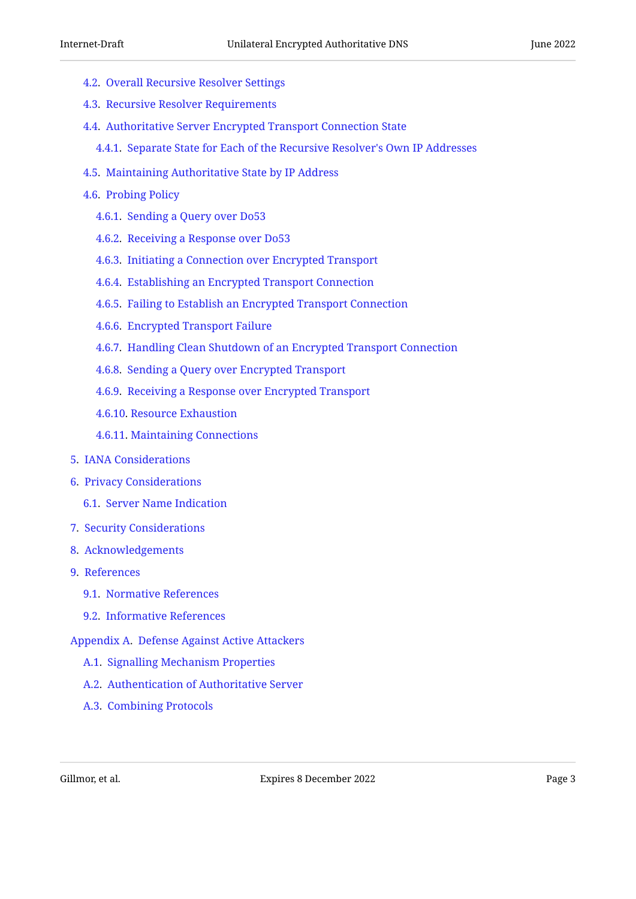- 4.2. Overall Recursive Resolver Settings
- 4.3. Recursive Resolver Requirements
- 4.4. Authoritative Server Encrypted Transport Connection State
  - 4.4.1. Separate State for Each of the Recursive Resolver's Own IP Addresses
- 4.5. Maintaining Authoritative State by IP Address
- 4.6. Probing Policy
  - 4.6.1. Sending a Query over Do53
  - 4.6.2. Receiving a Response over Do53
  - 4.6.3. Initiating a Connection over Encrypted Transport
  - 4.6.4. Establishing an Encrypted Transport Connection
  - 4.6.5. Failing to Establish an Encrypted Transport Connection
  - 4.6.6. Encrypted Transport Failure
  - 4.6.7. Handling Clean Shutdown of an Encrypted Transport Connection
  - 4.6.8. Sending a Query over Encrypted Transport
  - 4.6.9. Receiving a Response over Encrypted Transport
  - 4.6.10. Resource Exhaustion
  - 4.6.11. Maintaining Connections

5. IANA Considerations
6. Privacy Considerations
   - 6.1. Server Name Indication
7. Security Considerations
8. Acknowledgements
9. References
   - 9.1. Normative References
   - 9.2. Informative References

Appendix A. Defense Against Active Attackers

- A.1. Signalling Mechanism Properties
- A.2. Authentication of Authoritative Server
- A.3. Combining Protocols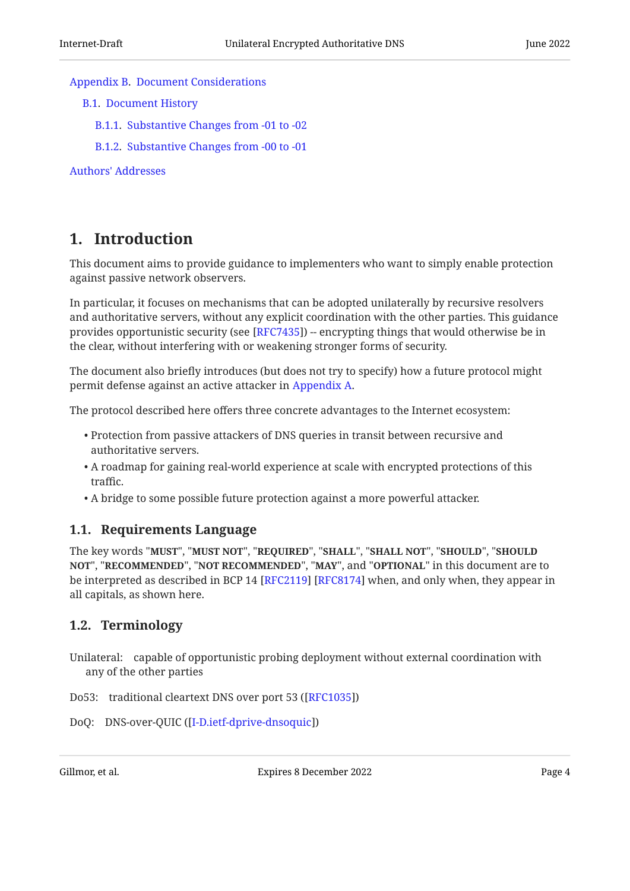Appendix B. Document Considerations

  B.1. Document History

    B.1.1. Substantive Changes from -01 to -02

    B.1.2. Substantive Changes from -00 to -01

Authors' Addresses

# 1. Introduction

This document aims to provide guidance to implementers who want to simply enable protection against passive network observers.

In particular, it focuses on mechanisms that can be adopted unilaterally by recursive resolvers and authoritative servers, without any explicit coordination with the other parties. This guidance provides opportunistic security (see [RFC7435]) -- encrypting things that would otherwise be in the clear, without interfering with or weakening stronger forms of security.

The document also briefly introduces (but does not try to specify) how a future protocol might permit defense against an active attacker in Appendix A.

The protocol described here offers three concrete advantages to the Internet ecosystem:

- Protection from passive attackers of DNS queries in transit between recursive and authoritative servers.
- A roadmap for gaining real-world experience at scale with encrypted protections of this traffic.
- A bridge to some possible future protection against a more powerful attacker.

## 1.1. Requirements Language

The key words "**MUST**", "**MUST NOT**", "**REQUIRED**", "**SHALL**", "**SHALL NOT**", "**SHOULD**", "**SHOULD NOT**", "**RECOMMENDED**", "**NOT RECOMMENDED**", "**MAY**", and "**OPTIONAL**" in this document are to be interpreted as described in BCP 14 [RFC2119] [RFC8174] when, and only when, they appear in all capitals, as shown here.

## 1.2. Terminology

Unilateral: capable of opportunistic probing deployment without external coordination with any of the other parties

Do53: traditional cleartext DNS over port 53 ([RFC1035])

DoQ: DNS-over-QUIC ([I-D.ietf-dprive-dnsoquic])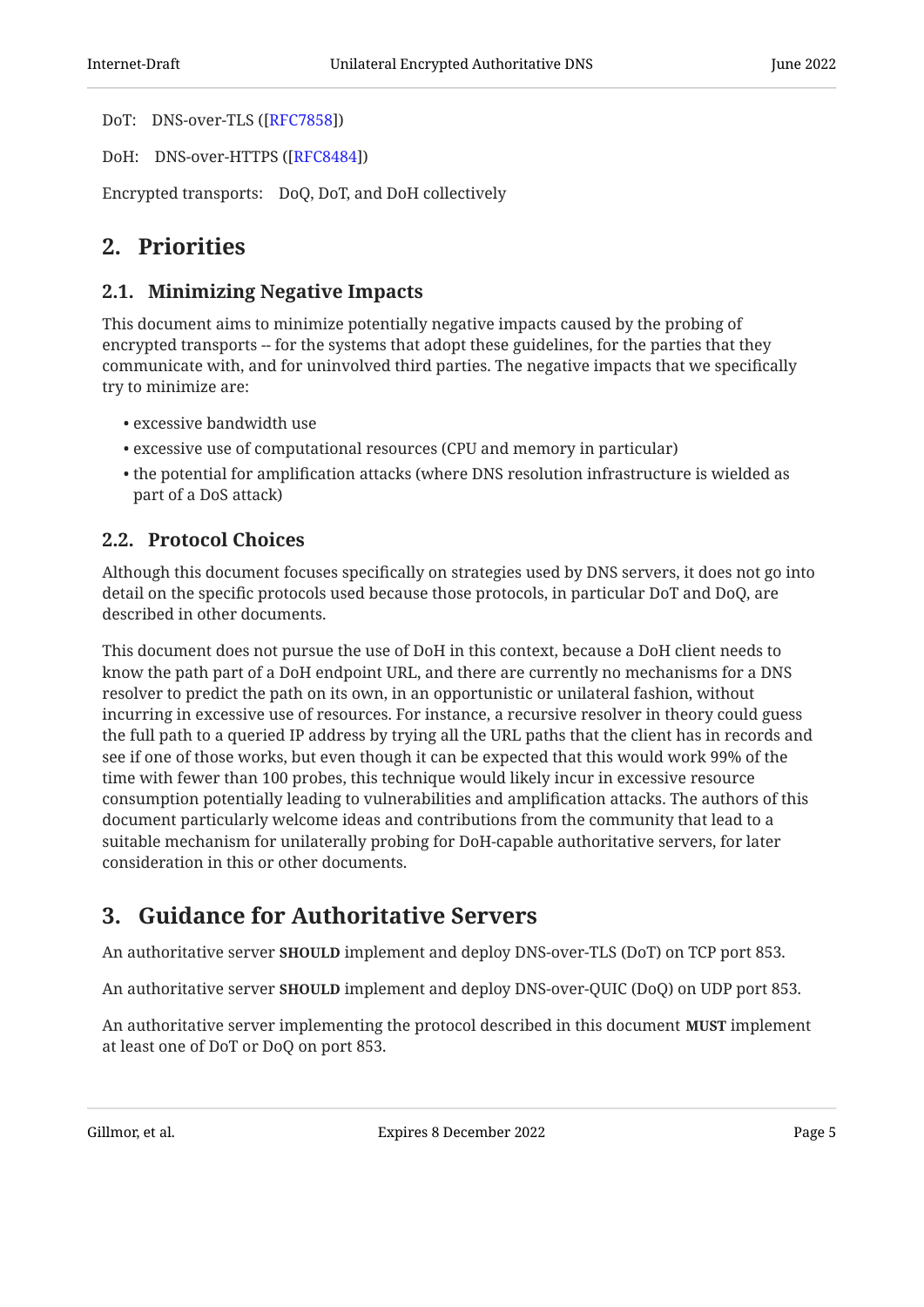DoT: DNS-over-TLS ([RFC7858])

DoH: DNS-over-HTTPS ([RFC8484])

Encrypted transports: DoQ, DoT, and DoH collectively

## 2. Priorities

### 2.1. Minimizing Negative Impacts

This document aims to minimize potentially negative impacts caused by the probing of encrypted transports -- for the systems that adopt these guidelines, for the parties that they communicate with, and for uninvolved third parties. The negative impacts that we specifically try to minimize are:

- excessive bandwidth use
- excessive use of computational resources (CPU and memory in particular)
- the potential for amplification attacks (where DNS resolution infrastructure is wielded as part of a DoS attack)

### 2.2. Protocol Choices

Although this document focuses specifically on strategies used by DNS servers, it does not go into detail on the specific protocols used because those protocols, in particular DoT and DoQ, are described in other documents.

This document does not pursue the use of DoH in this context, because a DoH client needs to know the path part of a DoH endpoint URL, and there are currently no mechanisms for a DNS resolver to predict the path on its own, in an opportunistic or unilateral fashion, without incurring in excessive use of resources. For instance, a recursive resolver in theory could guess the full path to a queried IP address by trying all the URL paths that the client has in records and see if one of those works, but even though it can be expected that this would work 99% of the time with fewer than 100 probes, this technique would likely incur in excessive resource consumption potentially leading to vulnerabilities and amplification attacks. The authors of this document particularly welcome ideas and contributions from the community that lead to a suitable mechanism for unilaterally probing for DoH-capable authoritative servers, for later consideration in this or other documents.

## 3. Guidance for Authoritative Servers

An authoritative server **SHOULD** implement and deploy DNS-over-TLS (DoT) on TCP port 853.

An authoritative server **SHOULD** implement and deploy DNS-over-QUIC (DoQ) on UDP port 853.

An authoritative server implementing the protocol described in this document **MUST** implement at least one of DoT or DoQ on port 853.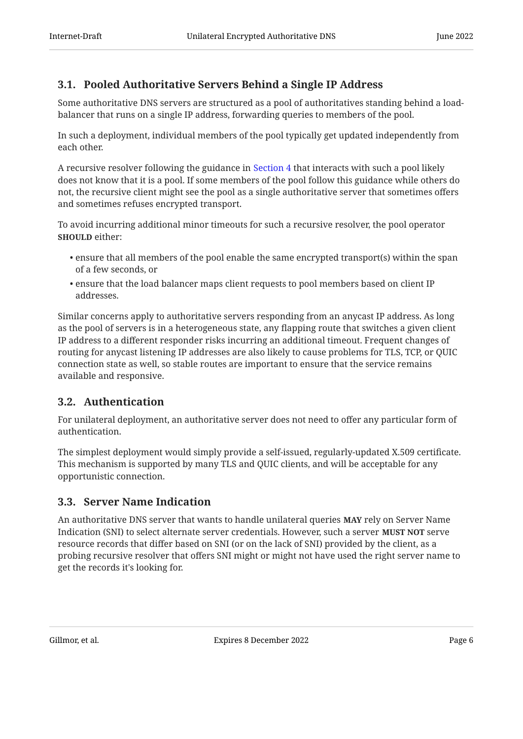### 3.1. Pooled Authoritative Servers Behind a Single IP Address

Some authoritative DNS servers are structured as a pool of authoritatives standing behind a load-balancer that runs on a single IP address, forwarding queries to members of the pool.

In such a deployment, individual members of the pool typically get updated independently from each other.

A recursive resolver following the guidance in Section 4 that interacts with such a pool likely does not know that it is a pool. If some members of the pool follow this guidance while others do not, the recursive client might see the pool as a single authoritative server that sometimes offers and sometimes refuses encrypted transport.

To avoid incurring additional minor timeouts for such a recursive resolver, the pool operator **SHOULD** either:

- ensure that all members of the pool enable the same encrypted transport(s) within the span of a few seconds, or
- ensure that the load balancer maps client requests to pool members based on client IP addresses.

Similar concerns apply to authoritative servers responding from an anycast IP address. As long as the pool of servers is in a heterogeneous state, any flapping route that switches a given client IP address to a different responder risks incurring an additional timeout. Frequent changes of routing for anycast listening IP addresses are also likely to cause problems for TLS, TCP, or QUIC connection state as well, so stable routes are important to ensure that the service remains available and responsive.

### 3.2. Authentication

For unilateral deployment, an authoritative server does not need to offer any particular form of authentication.

The simplest deployment would simply provide a self-issued, regularly-updated X.509 certificate. This mechanism is supported by many TLS and QUIC clients, and will be acceptable for any opportunistic connection.

### 3.3. Server Name Indication

An authoritative DNS server that wants to handle unilateral queries **MAY** rely on Server Name Indication (SNI) to select alternate server credentials. However, such a server **MUST NOT** serve resource records that differ based on SNI (or on the lack of SNI) provided by the client, as a probing recursive resolver that offers SNI might or might not have used the right server name to get the records it's looking for.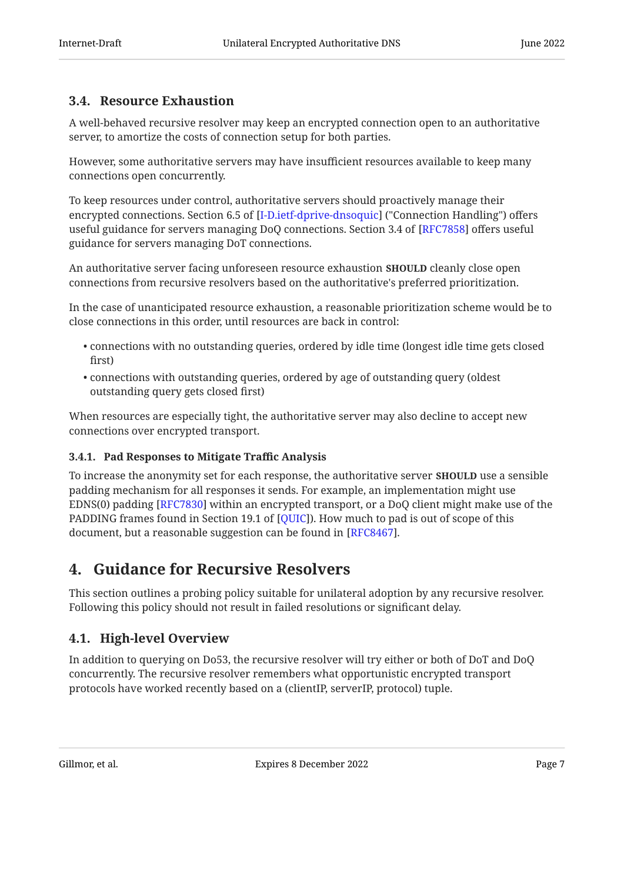### 3.4. Resource Exhaustion

A well-behaved recursive resolver may keep an encrypted connection open to an authoritative server, to amortize the costs of connection setup for both parties.

However, some authoritative servers may have insufficient resources available to keep many connections open concurrently.

To keep resources under control, authoritative servers should proactively manage their encrypted connections. Section 6.5 of [I-D.ietf-dprive-dnsoquic] ("Connection Handling") offers useful guidance for servers managing DoQ connections. Section 3.4 of [RFC7858] offers useful guidance for servers managing DoT connections.

An authoritative server facing unforeseen resource exhaustion **SHOULD** cleanly close open connections from recursive resolvers based on the authoritative's preferred prioritization.

In the case of unanticipated resource exhaustion, a reasonable prioritization scheme would be to close connections in this order, until resources are back in control:

- connections with no outstanding queries, ordered by idle time (longest idle time gets closed first)
- connections with outstanding queries, ordered by age of outstanding query (oldest outstanding query gets closed first)

When resources are especially tight, the authoritative server may also decline to accept new connections over encrypted transport.

#### 3.4.1. Pad Responses to Mitigate Traffic Analysis

To increase the anonymity set for each response, the authoritative server **SHOULD** use a sensible padding mechanism for all responses it sends. For example, an implementation might use EDNS(0) padding [RFC7830] within an encrypted transport, or a DoQ client might make use of the PADDING frames found in Section 19.1 of [QUIC]). How much to pad is out of scope of this document, but a reasonable suggestion can be found in [RFC8467].

## 4. Guidance for Recursive Resolvers

This section outlines a probing policy suitable for unilateral adoption by any recursive resolver. Following this policy should not result in failed resolutions or significant delay.

### 4.1. High-level Overview

In addition to querying on Do53, the recursive resolver will try either or both of DoT and DoQ concurrently. The recursive resolver remembers what opportunistic encrypted transport protocols have worked recently based on a (clientIP, serverIP, protocol) tuple.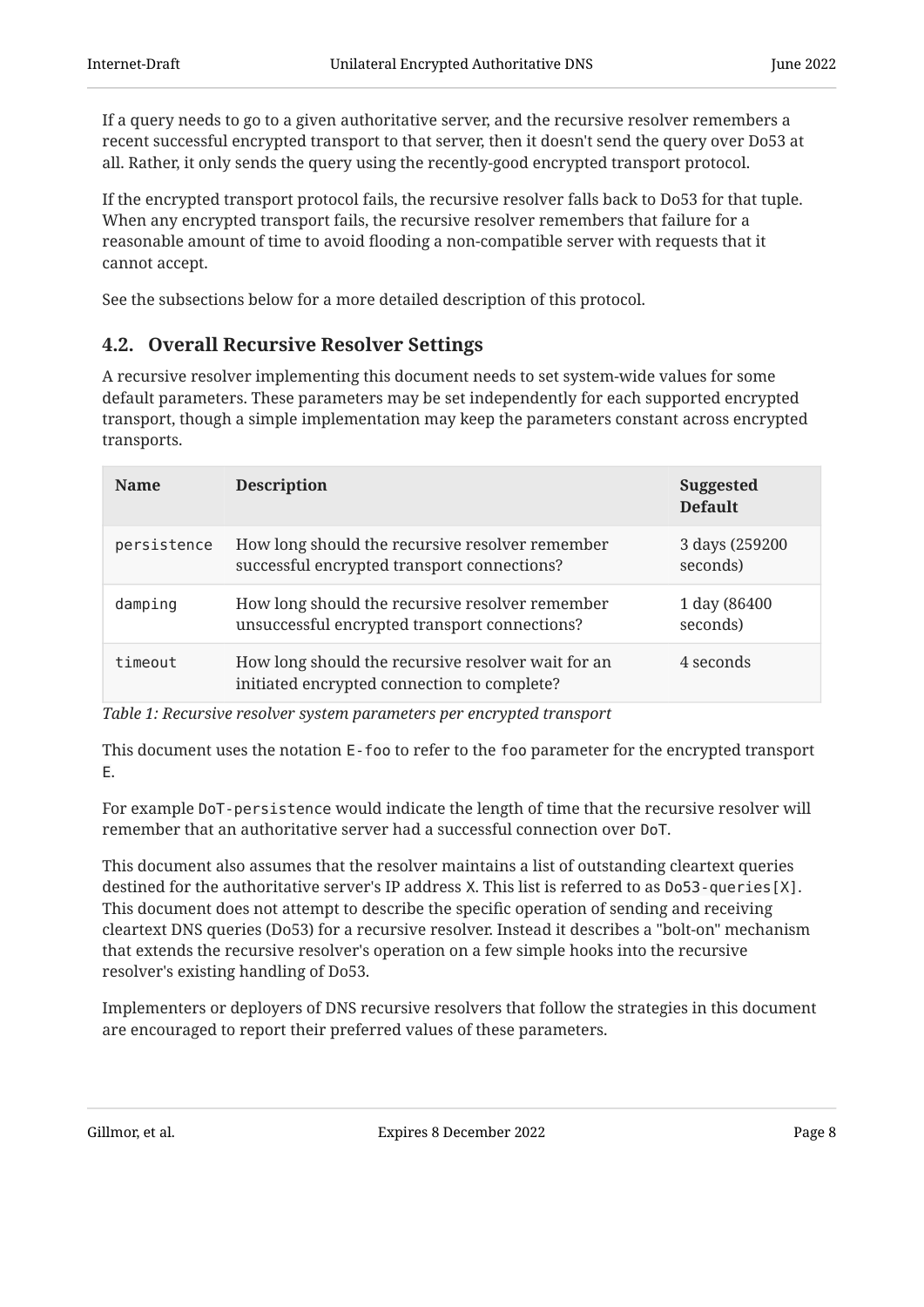If a query needs to go to a given authoritative server, and the recursive resolver remembers a recent successful encrypted transport to that server, then it doesn't send the query over Do53 at all. Rather, it only sends the query using the recently-good encrypted transport protocol.

If the encrypted transport protocol fails, the recursive resolver falls back to Do53 for that tuple. When any encrypted transport fails, the recursive resolver remembers that failure for a reasonable amount of time to avoid flooding a non-compatible server with requests that it cannot accept.

See the subsections below for a more detailed description of this protocol.

## 4.2. Overall Recursive Resolver Settings

A recursive resolver implementing this document needs to set system-wide values for some default parameters. These parameters may be set independently for each supported encrypted transport, though a simple implementation may keep the parameters constant across encrypted transports.

| Name | Description | Suggested Default |
|---|---|---|
| `persistence` | How long should the recursive resolver remember successful encrypted transport connections? | 3 days (259200 seconds) |
| `damping` | How long should the recursive resolver remember unsuccessful encrypted transport connections? | 1 day (86400 seconds) |
| `timeout` | How long should the recursive resolver wait for an initiated encrypted connection to complete? | 4 seconds |

*Table 1: Recursive resolver system parameters per encrypted transport*

This document uses the notation `E-foo` to refer to the `foo` parameter for the encrypted transport `E`.

For example `DoT-persistence` would indicate the length of time that the recursive resolver will remember that an authoritative server had a successful connection over `DoT`.

This document also assumes that the resolver maintains a list of outstanding cleartext queries destined for the authoritative server's IP address `X`. This list is referred to as `Do53-queries[X]`. This document does not attempt to describe the specific operation of sending and receiving cleartext DNS queries (Do53) for a recursive resolver. Instead it describes a "bolt-on" mechanism that extends the recursive resolver's operation on a few simple hooks into the recursive resolver's existing handling of Do53.

Implementers or deployers of DNS recursive resolvers that follow the strategies in this document are encouraged to report their preferred values of these parameters.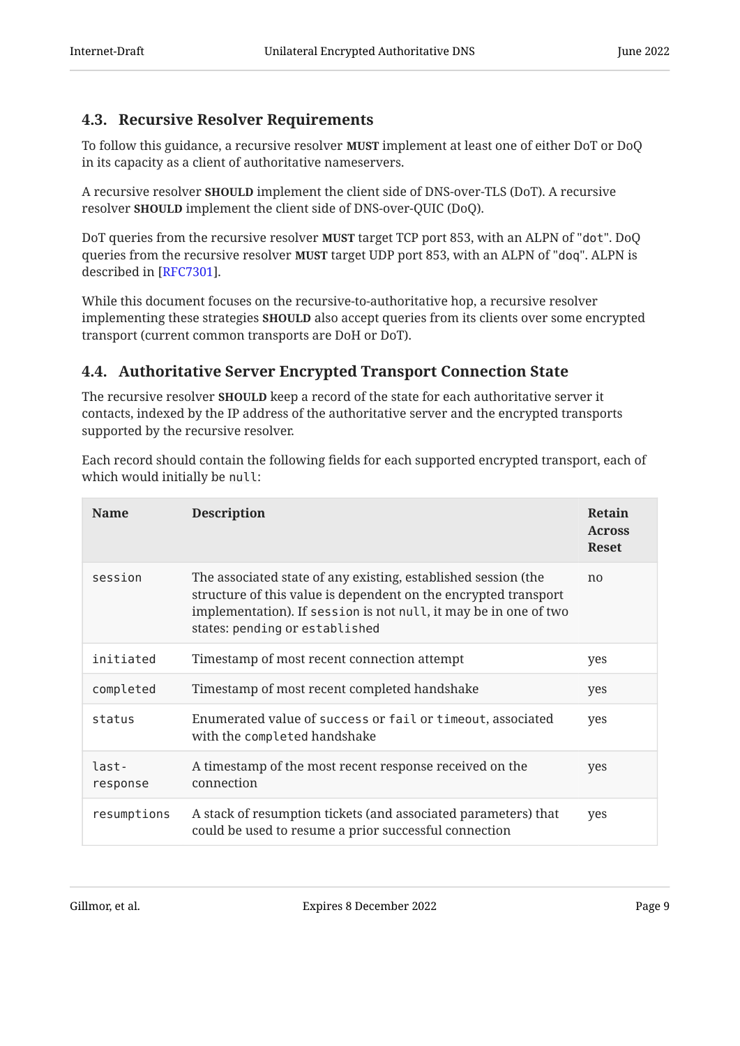### 4.3. Recursive Resolver Requirements

To follow this guidance, a recursive resolver **MUST** implement at least one of either DoT or DoQ in its capacity as a client of authoritative nameservers.

A recursive resolver **SHOULD** implement the client side of DNS-over-TLS (DoT). A recursive resolver **SHOULD** implement the client side of DNS-over-QUIC (DoQ).

DoT queries from the recursive resolver **MUST** target TCP port 853, with an ALPN of "`dot`". DoQ queries from the recursive resolver **MUST** target UDP port 853, with an ALPN of "`doq`". ALPN is described in [RFC7301].

While this document focuses on the recursive-to-authoritative hop, a recursive resolver implementing these strategies **SHOULD** also accept queries from its clients over some encrypted transport (current common transports are DoH or DoT).

### 4.4. Authoritative Server Encrypted Transport Connection State

The recursive resolver **SHOULD** keep a record of the state for each authoritative server it contacts, indexed by the IP address of the authoritative server and the encrypted transports supported by the recursive resolver.

Each record should contain the following fields for each supported encrypted transport, each of which would initially be `null`:

| Name | Description | Retain Across Reset |
|---|---|---|
| `session` | The associated state of any existing, established session (the structure of this value is dependent on the encrypted transport implementation). If `session` is not `null`, it may be in one of two states: `pending` or `established` | no |
| `initiated` | Timestamp of most recent connection attempt | yes |
| `completed` | Timestamp of most recent completed handshake | yes |
| `status` | Enumerated value of `success` or `fail` or `timeout`, associated with the `completed` handshake | yes |
| `last-response` | A timestamp of the most recent response received on the connection | yes |
| `resumptions` | A stack of resumption tickets (and associated parameters) that could be used to resume a prior successful connection | yes |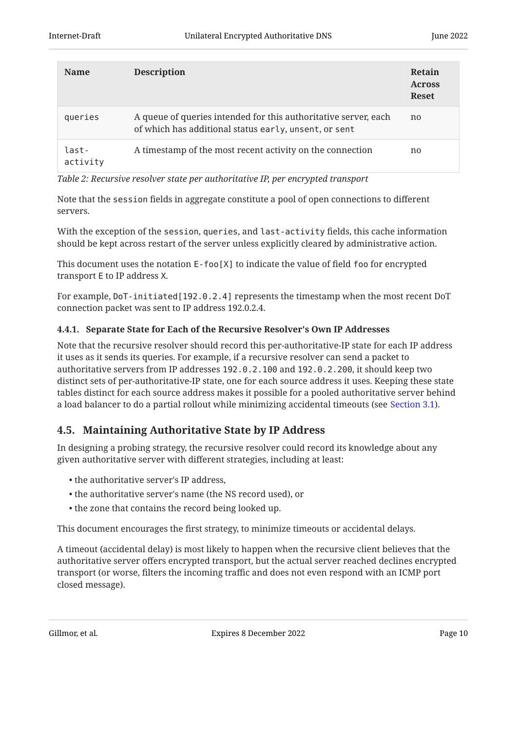| Name | Description | Retain Across Reset |
| --- | --- | --- |
| `queries` | A queue of queries intended for this authoritative server, each of which has additional status `early`, `unsent`, or `sent` | no |
| `last-activity` | A timestamp of the most recent activity on the connection | no |

*Table 2: Recursive resolver state per authoritative IP, per encrypted transport*

Note that the `session` fields in aggregate constitute a pool of open connections to different servers.

With the exception of the `session`, `queries`, and `last-activity` fields, this cache information should be kept across restart of the server unless explicitly cleared by administrative action.

This document uses the notation `E-foo[X]` to indicate the value of field `foo` for encrypted transport `E` to IP address `X`.

For example, `DoT-initiated[192.0.2.4]` represents the timestamp when the most recent DoT connection packet was sent to IP address 192.0.2.4.

#### 4.4.1. Separate State for Each of the Recursive Resolver's Own IP Addresses

Note that the recursive resolver should record this per-authoritative-IP state for each IP address it uses as it sends its queries. For example, if a recursive resolver can send a packet to authoritative servers from IP addresses `192.0.2.100` and `192.0.2.200`, it should keep two distinct sets of per-authoritative-IP state, one for each source address it uses. Keeping these state tables distinct for each source address makes it possible for a pooled authoritative server behind a load balancer to do a partial rollout while minimizing accidental timeouts (see Section 3.1).

### 4.5. Maintaining Authoritative State by IP Address

In designing a probing strategy, the recursive resolver could record its knowledge about any given authoritative server with different strategies, including at least:

- the authoritative server's IP address,
- the authoritative server's name (the NS record used), or
- the zone that contains the record being looked up.

This document encourages the first strategy, to minimize timeouts or accidental delays.

A timeout (accidental delay) is most likely to happen when the recursive client believes that the authoritative server offers encrypted transport, but the actual server reached declines encrypted transport (or worse, filters the incoming traffic and does not even respond with an ICMP port closed message).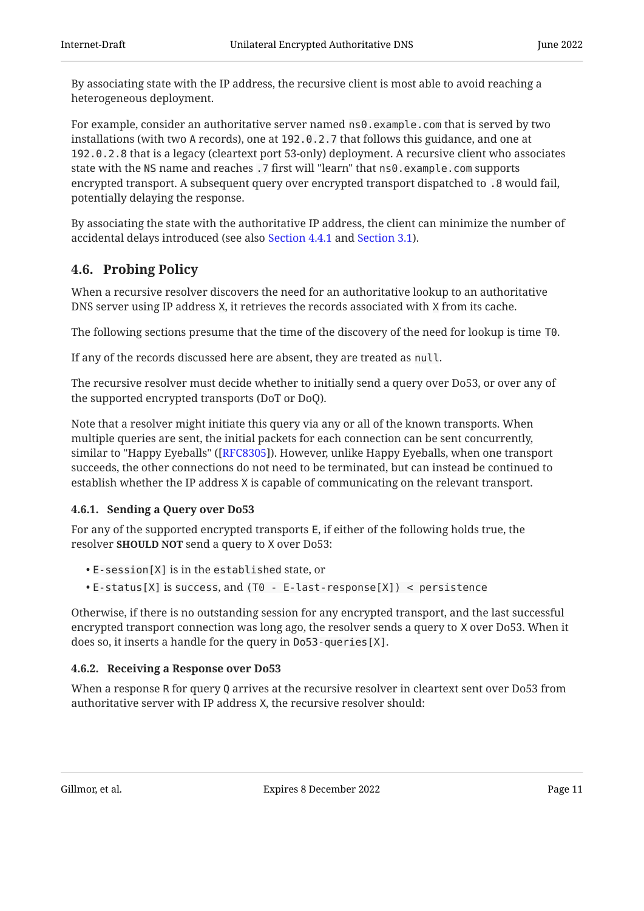By associating state with the IP address, the recursive client is most able to avoid reaching a heterogeneous deployment.

For example, consider an authoritative server named `ns0.example.com` that is served by two installations (with two `A` records), one at `192.0.2.7` that follows this guidance, and one at `192.0.2.8` that is a legacy (cleartext port 53-only) deployment. A recursive client who associates state with the `NS` name and reaches `.7` first will "learn" that `ns0.example.com` supports encrypted transport. A subsequent query over encrypted transport dispatched to `.8` would fail, potentially delaying the response.

By associating the state with the authoritative IP address, the client can minimize the number of accidental delays introduced (see also Section 4.4.1 and Section 3.1).

## 4.6. Probing Policy

When a recursive resolver discovers the need for an authoritative lookup to an authoritative DNS server using IP address `X`, it retrieves the records associated with `X` from its cache.

The following sections presume that the time of the discovery of the need for lookup is time `T0`.

If any of the records discussed here are absent, they are treated as `null`.

The recursive resolver must decide whether to initially send a query over Do53, or over any of the supported encrypted transports (DoT or DoQ).

Note that a resolver might initiate this query via any or all of the known transports. When multiple queries are sent, the initial packets for each connection can be sent concurrently, similar to "Happy Eyeballs" ([RFC8305]). However, unlike Happy Eyeballs, when one transport succeeds, the other connections do not need to be terminated, but can instead be continued to establish whether the IP address `X` is capable of communicating on the relevant transport.

### 4.6.1. Sending a Query over Do53

For any of the supported encrypted transports `E`, if either of the following holds true, the resolver **SHOULD NOT** send a query to `X` over Do53:

- `E-session[X]` is in the `established` state, or
- `E-status[X]` is `success`, and `(T0 - E-last-response[X]) < persistence`

Otherwise, if there is no outstanding session for any encrypted transport, and the last successful encrypted transport connection was long ago, the resolver sends a query to `X` over Do53. When it does so, it inserts a handle for the query in `Do53-queries[X]`.

### 4.6.2. Receiving a Response over Do53

When a response `R` for query `Q` arrives at the recursive resolver in cleartext sent over Do53 from authoritative server with IP address `X`, the recursive resolver should: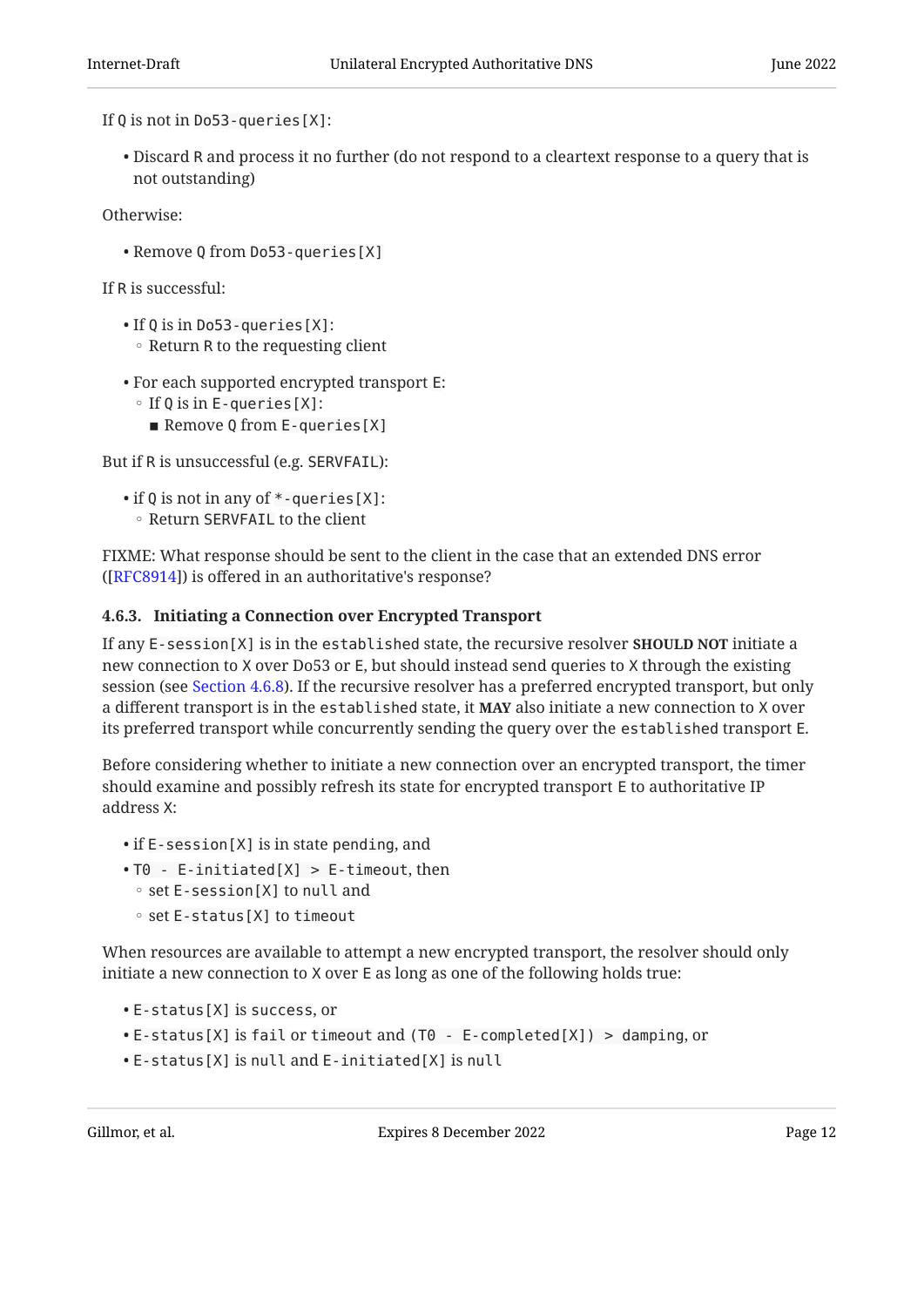If `Q` is not in `Do53-queries[X]`:

- Discard `R` and process it no further (do not respond to a cleartext response to a query that is not outstanding)

Otherwise:

- Remove `Q` from `Do53-queries[X]`

If `R` is successful:

- If `Q` is in `Do53-queries[X]`:
  - Return `R` to the requesting client
- For each supported encrypted transport `E`:
  - If `Q` is in `E-queries[X]`:
    - Remove `Q` from `E-queries[X]`

But if `R` is unsuccessful (e.g. `SERVFAIL`):

- if `Q` is not in any of `*-queries[X]`:
  - Return `SERVFAIL` to the client

FIXME: What response should be sent to the client in the case that an extended DNS error ([RFC8914]) is offered in an authoritative's response?

#### 4.6.3. Initiating a Connection over Encrypted Transport

If any `E-session[X]` is in the `established` state, the recursive resolver **SHOULD NOT** initiate a new connection to `X` over Do53 or `E`, but should instead send queries to `X` through the existing session (see Section 4.6.8). If the recursive resolver has a preferred encrypted transport, but only a different transport is in the `established` state, it **MAY** also initiate a new connection to `X` over its preferred transport while concurrently sending the query over the `established` transport `E`.

Before considering whether to initiate a new connection over an encrypted transport, the timer should examine and possibly refresh its state for encrypted transport `E` to authoritative IP address `X`:

- if `E-session[X]` is in state `pending`, and
- `T0 - E-initiated[X] > E-timeout`, then
  - set `E-session[X]` to `null` and
  - set `E-status[X]` to `timeout`

When resources are available to attempt a new encrypted transport, the resolver should only initiate a new connection to `X` over `E` as long as one of the following holds true:

- `E-status[X]` is `success`, or
- `E-status[X]` is `fail` or `timeout` and `(T0 - E-completed[X]) > damping`, or
- `E-status[X]` is `null` and `E-initiated[X]` is `null`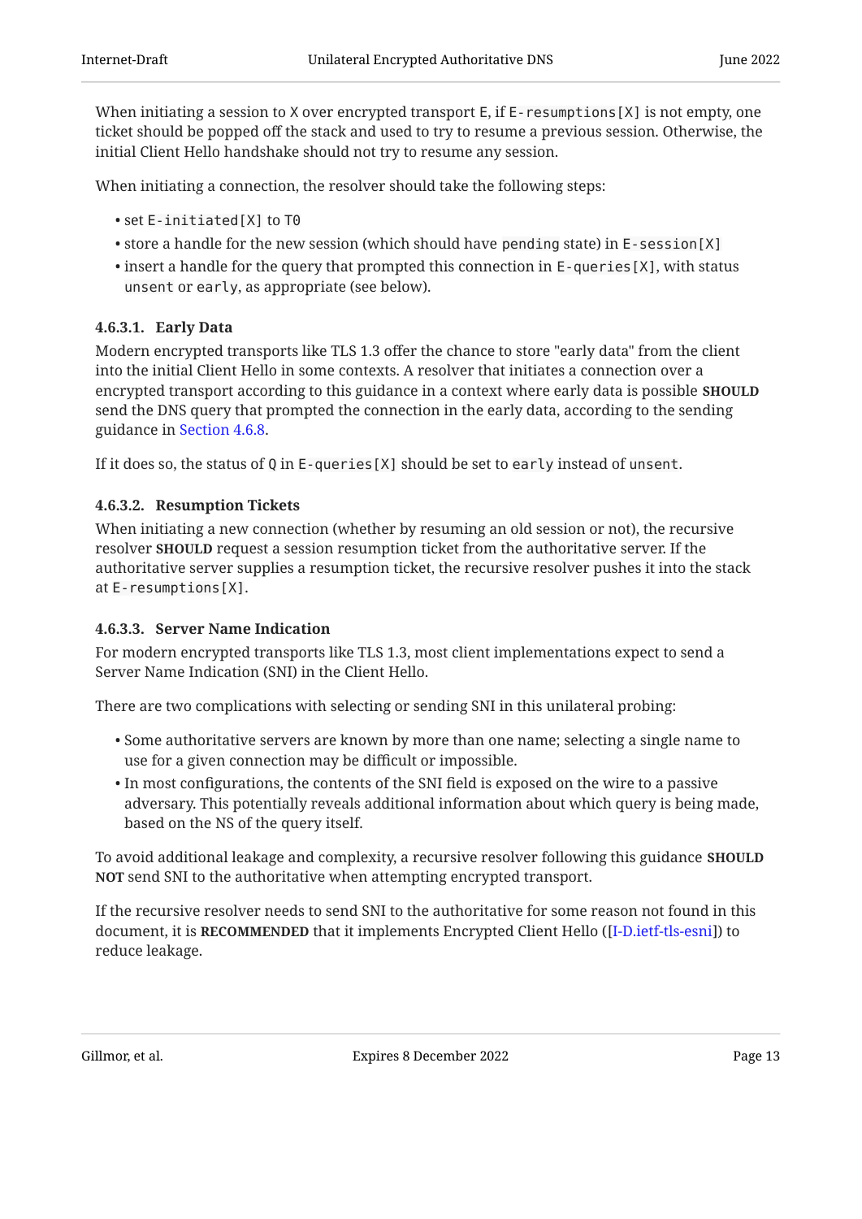When initiating a session to `X` over encrypted transport `E`, if `E-resumptions[X]` is not empty, one ticket should be popped off the stack and used to try to resume a previous session. Otherwise, the initial Client Hello handshake should not try to resume any session.

When initiating a connection, the resolver should take the following steps:

- set `E-initiated[X]` to `T0`
- store a handle for the new session (which should have `pending` state) in `E-session[X]`
- insert a handle for the query that prompted this connection in `E-queries[X]`, with status `unsent` or `early`, as appropriate (see below).

#### 4.6.3.1. Early Data

Modern encrypted transports like TLS 1.3 offer the chance to store "early data" from the client into the initial Client Hello in some contexts. A resolver that initiates a connection over a encrypted transport according to this guidance in a context where early data is possible **SHOULD** send the DNS query that prompted the connection in the early data, according to the sending guidance in Section 4.6.8.

If it does so, the status of `Q` in `E-queries[X]` should be set to `early` instead of `unsent`.

#### 4.6.3.2. Resumption Tickets

When initiating a new connection (whether by resuming an old session or not), the recursive resolver **SHOULD** request a session resumption ticket from the authoritative server. If the authoritative server supplies a resumption ticket, the recursive resolver pushes it into the stack at `E-resumptions[X]`.

#### 4.6.3.3. Server Name Indication

For modern encrypted transports like TLS 1.3, most client implementations expect to send a Server Name Indication (SNI) in the Client Hello.

There are two complications with selecting or sending SNI in this unilateral probing:

- Some authoritative servers are known by more than one name; selecting a single name to use for a given connection may be difficult or impossible.
- In most configurations, the contents of the SNI field is exposed on the wire to a passive adversary. This potentially reveals additional information about which query is being made, based on the NS of the query itself.

To avoid additional leakage and complexity, a recursive resolver following this guidance **SHOULD NOT** send SNI to the authoritative when attempting encrypted transport.

If the recursive resolver needs to send SNI to the authoritative for some reason not found in this document, it is **RECOMMENDED** that it implements Encrypted Client Hello ([I-D.ietf-tls-esni]) to reduce leakage.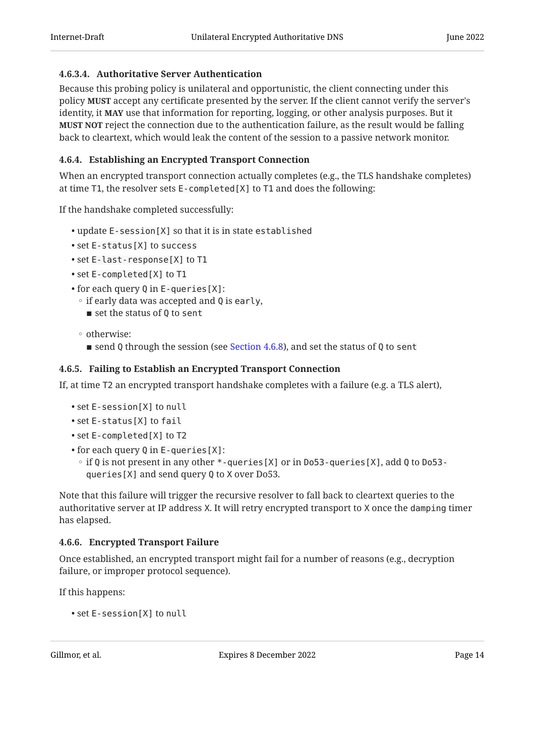#### 4.6.3.4. Authoritative Server Authentication

Because this probing policy is unilateral and opportunistic, the client connecting under this policy **MUST** accept any certificate presented by the server. If the client cannot verify the server's identity, it **MAY** use that information for reporting, logging, or other analysis purposes. But it **MUST NOT** reject the connection due to the authentication failure, as the result would be falling back to cleartext, which would leak the content of the session to a passive network monitor.

### 4.6.4. Establishing an Encrypted Transport Connection

When an encrypted transport connection actually completes (e.g., the TLS handshake completes) at time `T1`, the resolver sets `E-completed[X]` to `T1` and does the following:

If the handshake completed successfully:

- update `E-session[X]` so that it is in state `established`
- set `E-status[X]` to `success`
- set `E-last-response[X]` to `T1`
- set `E-completed[X]` to `T1`
- for each query `Q` in `E-queries[X]`:
  - if early data was accepted and `Q` is `early`,
    - set the status of `Q` to `sent`
  - otherwise:
    - send `Q` through the session (see Section 4.6.8), and set the status of `Q` to `sent`

### 4.6.5. Failing to Establish an Encrypted Transport Connection

If, at time `T2` an encrypted transport handshake completes with a failure (e.g. a TLS alert),

- set `E-session[X]` to `null`
- set `E-status[X]` to `fail`
- set `E-completed[X]` to `T2`
- for each query `Q` in `E-queries[X]`:
  - if `Q` is not present in any other `*-queries[X]` or in `Do53-queries[X]`, add `Q` to `Do53-queries[X]` and send query `Q` to `X` over Do53.

Note that this failure will trigger the recursive resolver to fall back to cleartext queries to the authoritative server at IP address `X`. It will retry encrypted transport to `X` once the `damping` timer has elapsed.

### 4.6.6. Encrypted Transport Failure

Once established, an encrypted transport might fail for a number of reasons (e.g., decryption failure, or improper protocol sequence).

If this happens:

- set `E-session[X]` to `null`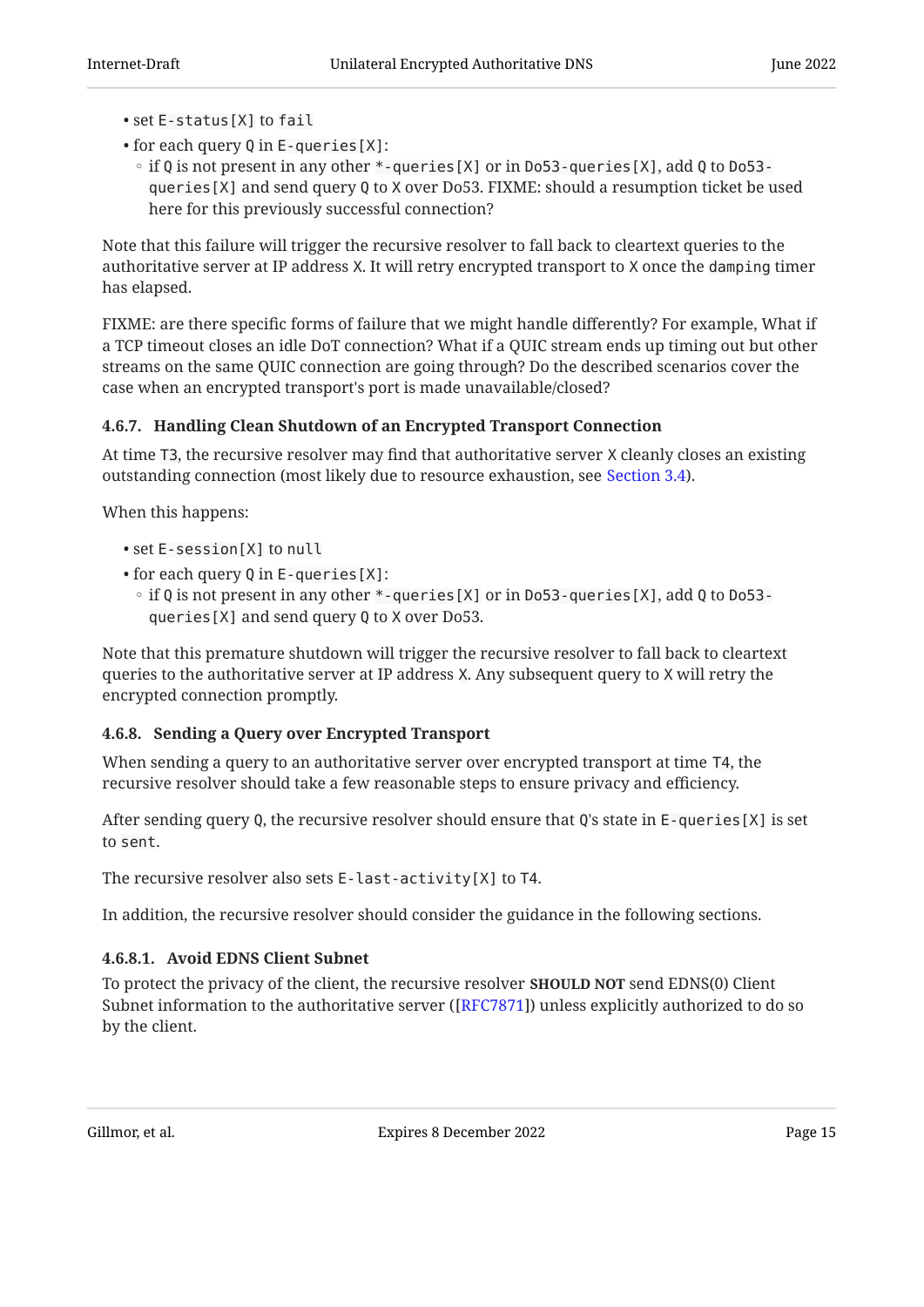- set `E-status[X]` to `fail`
- for each query `Q` in `E-queries[X]`:
  - if `Q` is not present in any other `*-queries[X]` or in `Do53-queries[X]`, add `Q` to `Do53-queries[X]` and send query `Q` to `X` over Do53. FIXME: should a resumption ticket be used here for this previously successful connection?

Note that this failure will trigger the recursive resolver to fall back to cleartext queries to the authoritative server at IP address `X`. It will retry encrypted transport to `X` once the `damping` timer has elapsed.

FIXME: are there specific forms of failure that we might handle differently? For example, What if a TCP timeout closes an idle DoT connection? What if a QUIC stream ends up timing out but other streams on the same QUIC connection are going through? Do the described scenarios cover the case when an encrypted transport's port is made unavailable/closed?

#### 4.6.7. Handling Clean Shutdown of an Encrypted Transport Connection

At time `T3`, the recursive resolver may find that authoritative server `X` cleanly closes an existing outstanding connection (most likely due to resource exhaustion, see Section 3.4).

When this happens:

- set `E-session[X]` to `null`
- for each query `Q` in `E-queries[X]`:
  - if `Q` is not present in any other `*-queries[X]` or in `Do53-queries[X]`, add `Q` to `Do53-queries[X]` and send query `Q` to `X` over Do53.

Note that this premature shutdown will trigger the recursive resolver to fall back to cleartext queries to the authoritative server at IP address `X`. Any subsequent query to `X` will retry the encrypted connection promptly.

#### 4.6.8. Sending a Query over Encrypted Transport

When sending a query to an authoritative server over encrypted transport at time `T4`, the recursive resolver should take a few reasonable steps to ensure privacy and efficiency.

After sending query `Q`, the recursive resolver should ensure that `Q`'s state in `E-queries[X]` is set to `sent`.

The recursive resolver also sets `E-last-activity[X]` to `T4`.

In addition, the recursive resolver should consider the guidance in the following sections.

##### 4.6.8.1. Avoid EDNS Client Subnet

To protect the privacy of the client, the recursive resolver **SHOULD NOT** send EDNS(0) Client Subnet information to the authoritative server ([RFC7871]) unless explicitly authorized to do so by the client.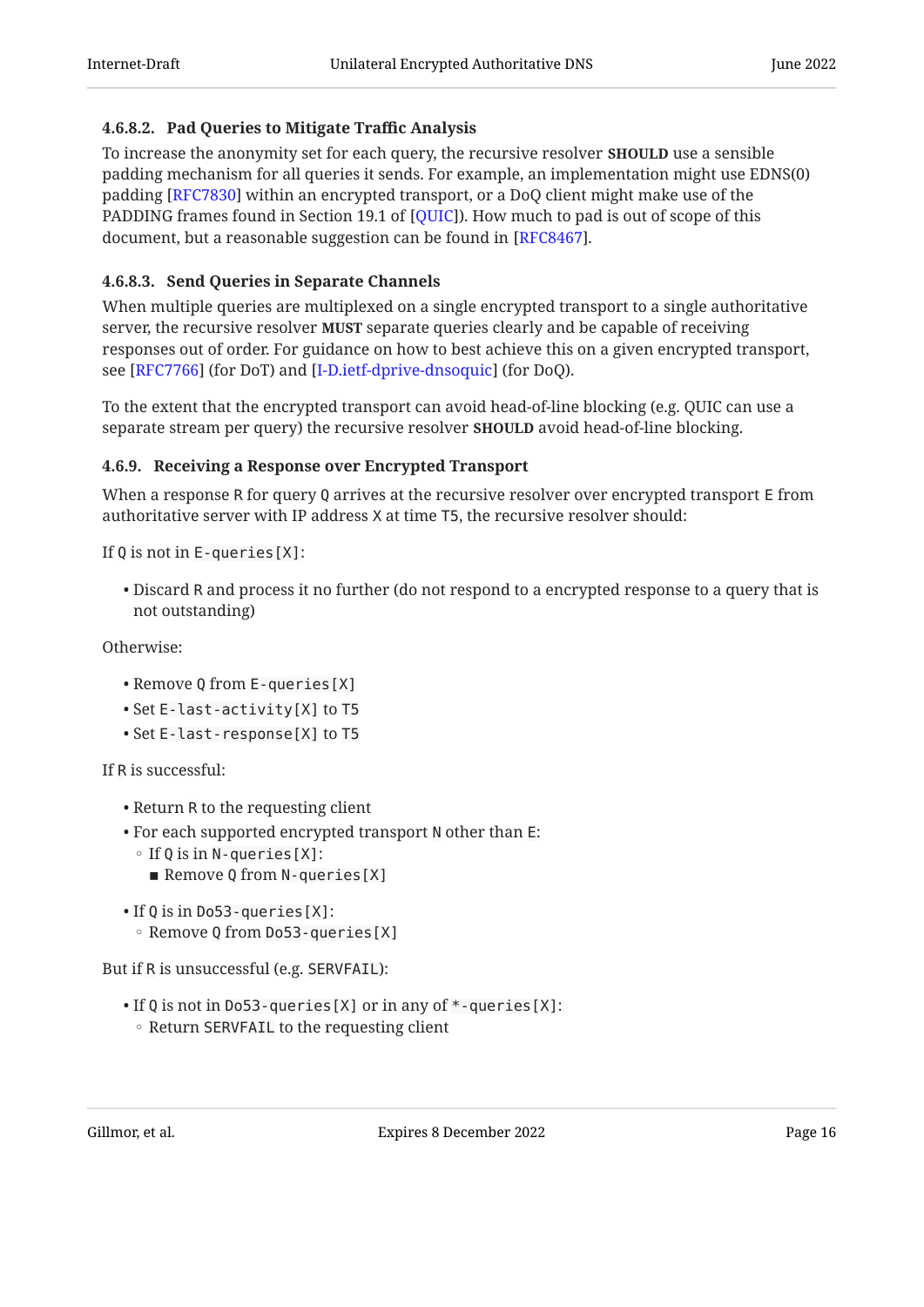#### 4.6.8.2. Pad Queries to Mitigate Traffic Analysis

To increase the anonymity set for each query, the recursive resolver **SHOULD** use a sensible padding mechanism for all queries it sends. For example, an implementation might use EDNS(0) padding [RFC7830] within an encrypted transport, or a DoQ client might make use of the PADDING frames found in Section 19.1 of [QUIC]). How much to pad is out of scope of this document, but a reasonable suggestion can be found in [RFC8467].

#### 4.6.8.3. Send Queries in Separate Channels

When multiple queries are multiplexed on a single encrypted transport to a single authoritative server, the recursive resolver **MUST** separate queries clearly and be capable of receiving responses out of order. For guidance on how to best achieve this on a given encrypted transport, see [RFC7766] (for DoT) and [I-D.ietf-dprive-dnsoquic] (for DoQ).

To the extent that the encrypted transport can avoid head-of-line blocking (e.g. QUIC can use a separate stream per query) the recursive resolver **SHOULD** avoid head-of-line blocking.

### 4.6.9. Receiving a Response over Encrypted Transport

When a response `R` for query `Q` arrives at the recursive resolver over encrypted transport `E` from authoritative server with IP address `X` at time `T5`, the recursive resolver should:

If `Q` is not in `E-queries[X]`:

- Discard `R` and process it no further (do not respond to a encrypted response to a query that is not outstanding)

Otherwise:

- Remove `Q` from `E-queries[X]`
- Set `E-last-activity[X]` to `T5`
- Set `E-last-response[X]` to `T5`

If `R` is successful:

- Return `R` to the requesting client
- For each supported encrypted transport `N` other than `E`:
  - If `Q` is in `N-queries[X]`:
    - Remove `Q` from `N-queries[X]`
- If `Q` is in `Do53-queries[X]`:
  - Remove `Q` from `Do53-queries[X]`

But if `R` is unsuccessful (e.g. `SERVFAIL`):

- If `Q` is not in `Do53-queries[X]` or in any of `*-queries[X]`:
  - Return `SERVFAIL` to the requesting client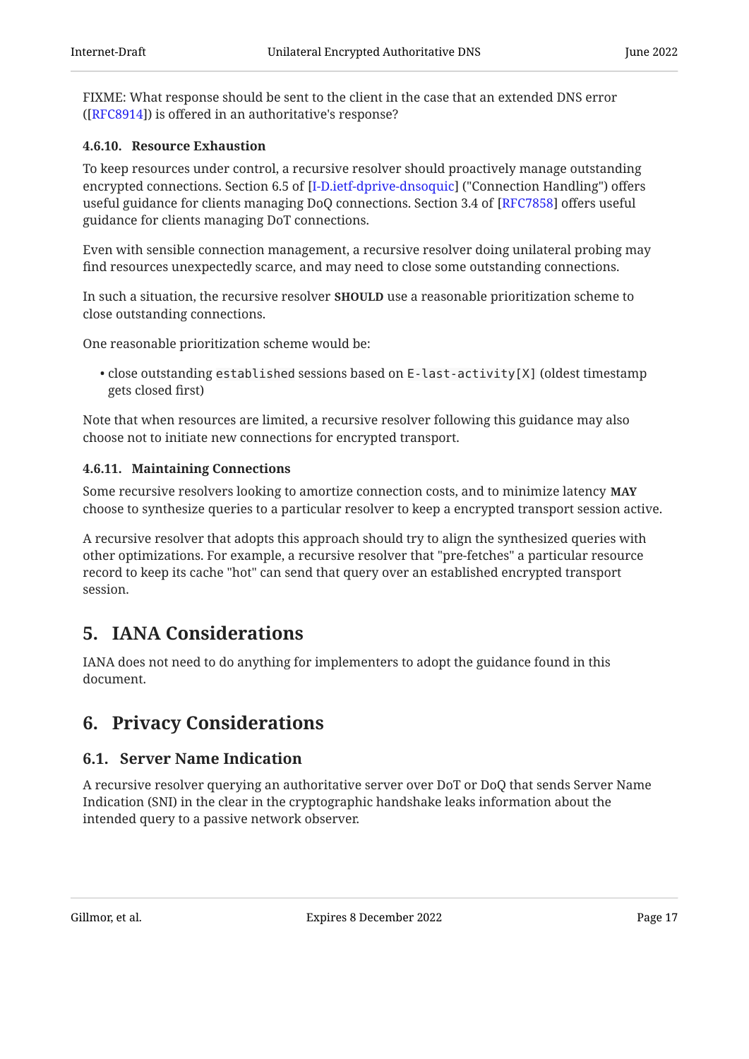FIXME: What response should be sent to the client in the case that an extended DNS error ([RFC8914]) is offered in an authoritative's response?

#### 4.6.10. Resource Exhaustion

To keep resources under control, a recursive resolver should proactively manage outstanding encrypted connections. Section 6.5 of [I-D.ietf-dprive-dnsoquic] ("Connection Handling") offers useful guidance for clients managing DoQ connections. Section 3.4 of [RFC7858] offers useful guidance for clients managing DoT connections.

Even with sensible connection management, a recursive resolver doing unilateral probing may find resources unexpectedly scarce, and may need to close some outstanding connections.

In such a situation, the recursive resolver **SHOULD** use a reasonable prioritization scheme to close outstanding connections.

One reasonable prioritization scheme would be:

- close outstanding `established` sessions based on `E-last-activity[X]` (oldest timestamp gets closed first)

Note that when resources are limited, a recursive resolver following this guidance may also choose not to initiate new connections for encrypted transport.

#### 4.6.11. Maintaining Connections

Some recursive resolvers looking to amortize connection costs, and to minimize latency **MAY** choose to synthesize queries to a particular resolver to keep a encrypted transport session active.

A recursive resolver that adopts this approach should try to align the synthesized queries with other optimizations. For example, a recursive resolver that "pre-fetches" a particular resource record to keep its cache "hot" can send that query over an established encrypted transport session.

# 5. IANA Considerations

IANA does not need to do anything for implementers to adopt the guidance found in this document.

# 6. Privacy Considerations

## 6.1. Server Name Indication

A recursive resolver querying an authoritative server over DoT or DoQ that sends Server Name Indication (SNI) in the clear in the cryptographic handshake leaks information about the intended query to a passive network observer.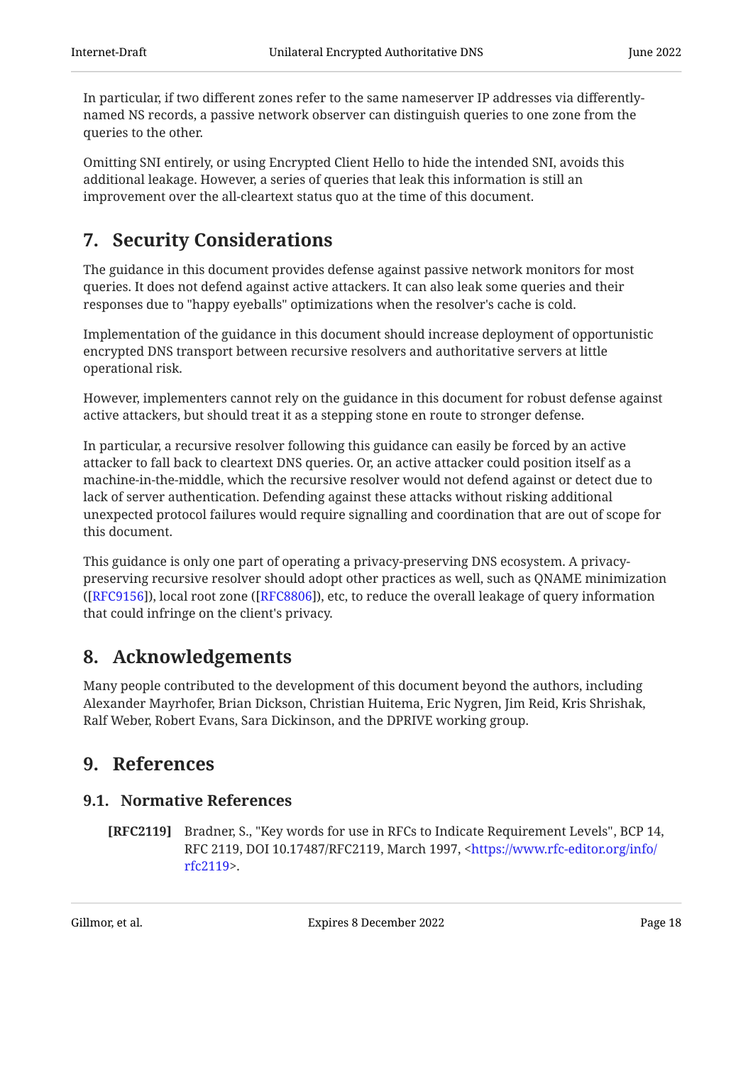In particular, if two different zones refer to the same nameserver IP addresses via differently-named NS records, a passive network observer can distinguish queries to one zone from the queries to the other.

Omitting SNI entirely, or using Encrypted Client Hello to hide the intended SNI, avoids this additional leakage. However, a series of queries that leak this information is still an improvement over the all-cleartext status quo at the time of this document.

## 7. Security Considerations

The guidance in this document provides defense against passive network monitors for most queries. It does not defend against active attackers. It can also leak some queries and their responses due to "happy eyeballs" optimizations when the resolver's cache is cold.

Implementation of the guidance in this document should increase deployment of opportunistic encrypted DNS transport between recursive resolvers and authoritative servers at little operational risk.

However, implementers cannot rely on the guidance in this document for robust defense against active attackers, but should treat it as a stepping stone en route to stronger defense.

In particular, a recursive resolver following this guidance can easily be forced by an active attacker to fall back to cleartext DNS queries. Or, an active attacker could position itself as a machine-in-the-middle, which the recursive resolver would not defend against or detect due to lack of server authentication. Defending against these attacks without risking additional unexpected protocol failures would require signalling and coordination that are out of scope for this document.

This guidance is only one part of operating a privacy-preserving DNS ecosystem. A privacy-preserving recursive resolver should adopt other practices as well, such as QNAME minimization ([RFC9156]), local root zone ([RFC8806]), etc, to reduce the overall leakage of query information that could infringe on the client's privacy.

## 8. Acknowledgements

Many people contributed to the development of this document beyond the authors, including Alexander Mayrhofer, Brian Dickson, Christian Huitema, Eric Nygren, Jim Reid, Kris Shrishak, Ralf Weber, Robert Evans, Sara Dickinson, and the DPRIVE working group.

## 9. References

### 9.1. Normative References

**[RFC2119]** Bradner, S., "Key words for use in RFCs to Indicate Requirement Levels", BCP 14, RFC 2119, DOI 10.17487/RFC2119, March 1997, <https://www.rfc-editor.org/info/rfc2119>.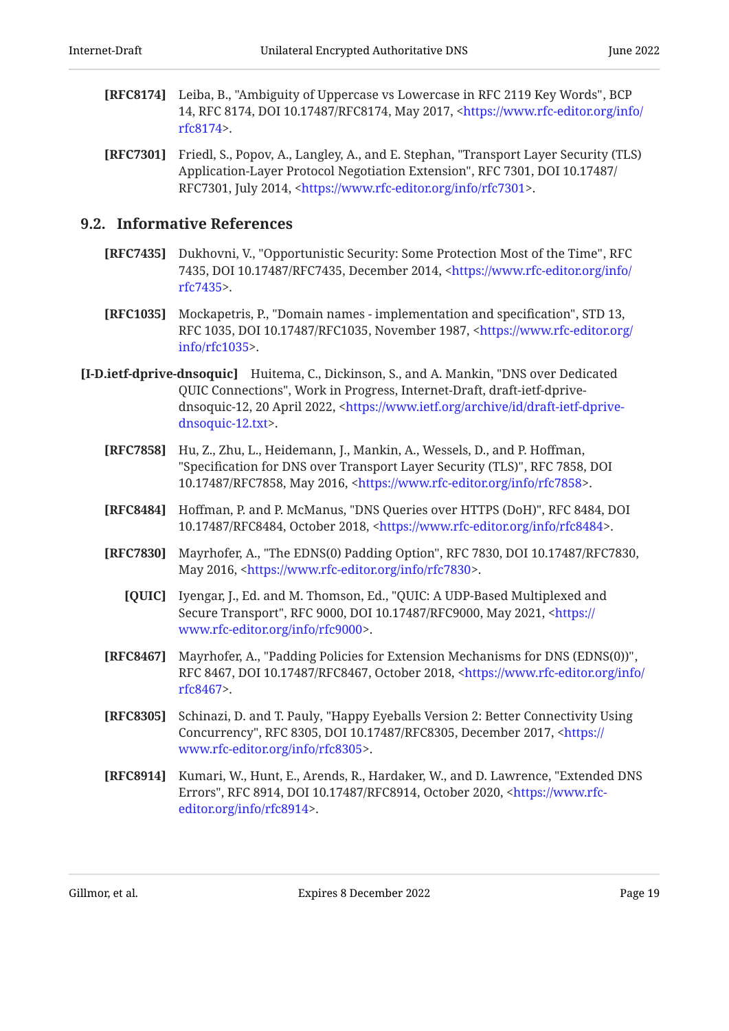**[RFC8174]** Leiba, B., "Ambiguity of Uppercase vs Lowercase in RFC 2119 Key Words", BCP 14, RFC 8174, DOI 10.17487/RFC8174, May 2017, <https://www.rfc-editor.org/info/rfc8174>.

**[RFC7301]** Friedl, S., Popov, A., Langley, A., and E. Stephan, "Transport Layer Security (TLS) Application-Layer Protocol Negotiation Extension", RFC 7301, DOI 10.17487/RFC7301, July 2014, <https://www.rfc-editor.org/info/rfc7301>.

## 9.2. Informative References

**[RFC7435]** Dukhovni, V., "Opportunistic Security: Some Protection Most of the Time", RFC 7435, DOI 10.17487/RFC7435, December 2014, <https://www.rfc-editor.org/info/rfc7435>.

**[RFC1035]** Mockapetris, P., "Domain names - implementation and specification", STD 13, RFC 1035, DOI 10.17487/RFC1035, November 1987, <https://www.rfc-editor.org/info/rfc1035>.

**[I-D.ietf-dprive-dnsoquic]** Huitema, C., Dickinson, S., and A. Mankin, "DNS over Dedicated QUIC Connections", Work in Progress, Internet-Draft, draft-ietf-dprive-dnsoquic-12, 20 April 2022, <https://www.ietf.org/archive/id/draft-ietf-dprive-dnsoquic-12.txt>.

**[RFC7858]** Hu, Z., Zhu, L., Heidemann, J., Mankin, A., Wessels, D., and P. Hoffman, "Specification for DNS over Transport Layer Security (TLS)", RFC 7858, DOI 10.17487/RFC7858, May 2016, <https://www.rfc-editor.org/info/rfc7858>.

**[RFC8484]** Hoffman, P. and P. McManus, "DNS Queries over HTTPS (DoH)", RFC 8484, DOI 10.17487/RFC8484, October 2018, <https://www.rfc-editor.org/info/rfc8484>.

**[RFC7830]** Mayrhofer, A., "The EDNS(0) Padding Option", RFC 7830, DOI 10.17487/RFC7830, May 2016, <https://www.rfc-editor.org/info/rfc7830>.

**[QUIC]** Iyengar, J., Ed. and M. Thomson, Ed., "QUIC: A UDP-Based Multiplexed and Secure Transport", RFC 9000, DOI 10.17487/RFC9000, May 2021, <https://www.rfc-editor.org/info/rfc9000>.

**[RFC8467]** Mayrhofer, A., "Padding Policies for Extension Mechanisms for DNS (EDNS(0))", RFC 8467, DOI 10.17487/RFC8467, October 2018, <https://www.rfc-editor.org/info/rfc8467>.

**[RFC8305]** Schinazi, D. and T. Pauly, "Happy Eyeballs Version 2: Better Connectivity Using Concurrency", RFC 8305, DOI 10.17487/RFC8305, December 2017, <https://www.rfc-editor.org/info/rfc8305>.

**[RFC8914]** Kumari, W., Hunt, E., Arends, R., Hardaker, W., and D. Lawrence, "Extended DNS Errors", RFC 8914, DOI 10.17487/RFC8914, October 2020, <https://www.rfc-editor.org/info/rfc8914>.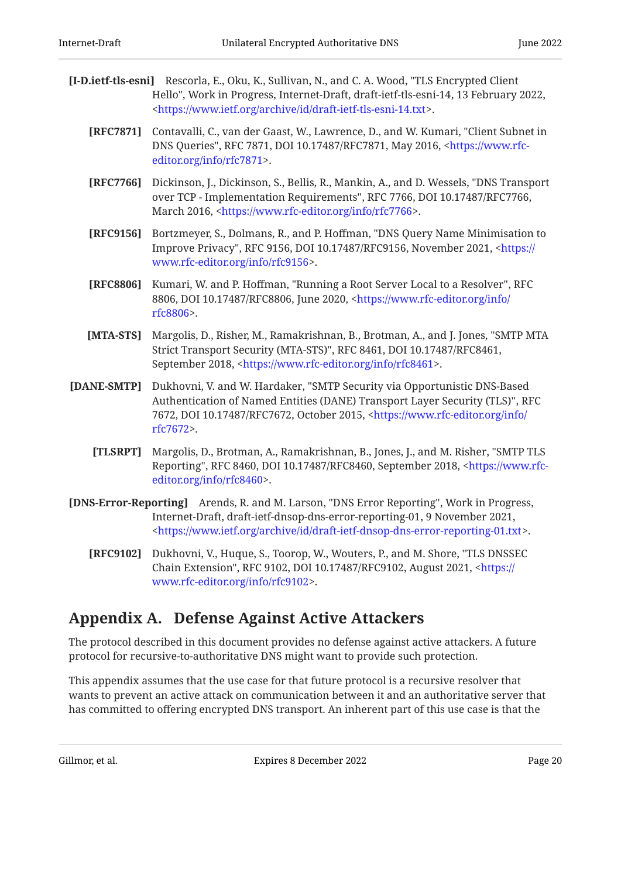**[I-D.ietf-tls-esni]** Rescorla, E., Oku, K., Sullivan, N., and C. A. Wood, "TLS Encrypted Client Hello", Work in Progress, Internet-Draft, draft-ietf-tls-esni-14, 13 February 2022, <https://www.ietf.org/archive/id/draft-ietf-tls-esni-14.txt>.

**[RFC7871]** Contavalli, C., van der Gaast, W., Lawrence, D., and W. Kumari, "Client Subnet in DNS Queries", RFC 7871, DOI 10.17487/RFC7871, May 2016, <https://www.rfc-editor.org/info/rfc7871>.

**[RFC7766]** Dickinson, J., Dickinson, S., Bellis, R., Mankin, A., and D. Wessels, "DNS Transport over TCP - Implementation Requirements", RFC 7766, DOI 10.17487/RFC7766, March 2016, <https://www.rfc-editor.org/info/rfc7766>.

**[RFC9156]** Bortzmeyer, S., Dolmans, R., and P. Hoffman, "DNS Query Name Minimisation to Improve Privacy", RFC 9156, DOI 10.17487/RFC9156, November 2021, <https://www.rfc-editor.org/info/rfc9156>.

**[RFC8806]** Kumari, W. and P. Hoffman, "Running a Root Server Local to a Resolver", RFC 8806, DOI 10.17487/RFC8806, June 2020, <https://www.rfc-editor.org/info/rfc8806>.

**[MTA-STS]** Margolis, D., Risher, M., Ramakrishnan, B., Brotman, A., and J. Jones, "SMTP MTA Strict Transport Security (MTA-STS)", RFC 8461, DOI 10.17487/RFC8461, September 2018, <https://www.rfc-editor.org/info/rfc8461>.

**[DANE-SMTP]** Dukhovni, V. and W. Hardaker, "SMTP Security via Opportunistic DNS-Based Authentication of Named Entities (DANE) Transport Layer Security (TLS)", RFC 7672, DOI 10.17487/RFC7672, October 2015, <https://www.rfc-editor.org/info/rfc7672>.

**[TLSRPT]** Margolis, D., Brotman, A., Ramakrishnan, B., Jones, J., and M. Risher, "SMTP TLS Reporting", RFC 8460, DOI 10.17487/RFC8460, September 2018, <https://www.rfc-editor.org/info/rfc8460>.

**[DNS-Error-Reporting]** Arends, R. and M. Larson, "DNS Error Reporting", Work in Progress, Internet-Draft, draft-ietf-dnsop-dns-error-reporting-01, 9 November 2021, <https://www.ietf.org/archive/id/draft-ietf-dnsop-dns-error-reporting-01.txt>.

**[RFC9102]** Dukhovni, V., Huque, S., Toorop, W., Wouters, P., and M. Shore, "TLS DNSSEC Chain Extension", RFC 9102, DOI 10.17487/RFC9102, August 2021, <https://www.rfc-editor.org/info/rfc9102>.

## Appendix A. Defense Against Active Attackers

The protocol described in this document provides no defense against active attackers. A future protocol for recursive-to-authoritative DNS might want to provide such protection.

This appendix assumes that the use case for that future protocol is a recursive resolver that wants to prevent an active attack on communication between it and an authoritative server that has committed to offering encrypted DNS transport. An inherent part of this use case is that the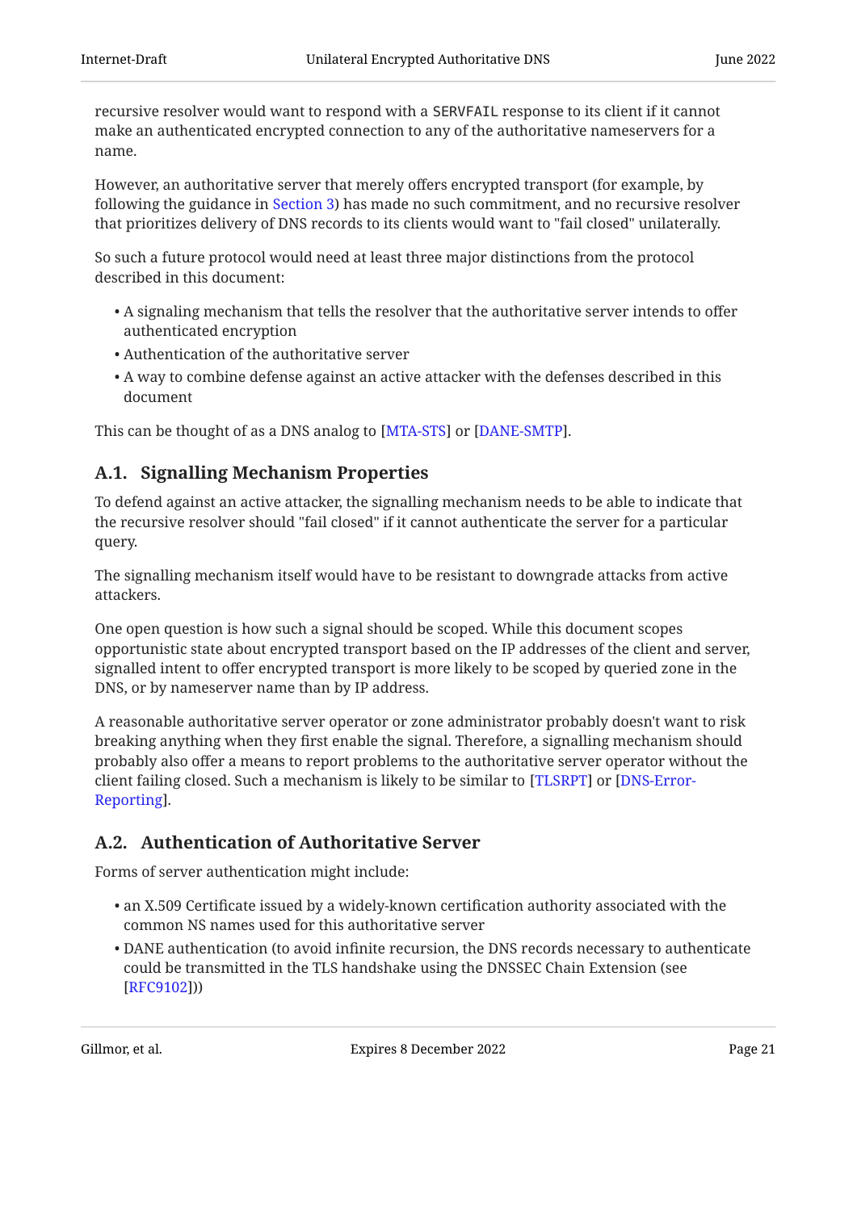recursive resolver would want to respond with a SERVFAIL response to its client if it cannot make an authenticated encrypted connection to any of the authoritative nameservers for a name.

However, an authoritative server that merely offers encrypted transport (for example, by following the guidance in Section 3) has made no such commitment, and no recursive resolver that prioritizes delivery of DNS records to its clients would want to "fail closed" unilaterally.

So such a future protocol would need at least three major distinctions from the protocol described in this document:

- A signaling mechanism that tells the resolver that the authoritative server intends to offer authenticated encryption
- Authentication of the authoritative server
- A way to combine defense against an active attacker with the defenses described in this document

This can be thought of as a DNS analog to [MTA-STS] or [DANE-SMTP].

## A.1. Signalling Mechanism Properties

To defend against an active attacker, the signalling mechanism needs to be able to indicate that the recursive resolver should "fail closed" if it cannot authenticate the server for a particular query.

The signalling mechanism itself would have to be resistant to downgrade attacks from active attackers.

One open question is how such a signal should be scoped. While this document scopes opportunistic state about encrypted transport based on the IP addresses of the client and server, signalled intent to offer encrypted transport is more likely to be scoped by queried zone in the DNS, or by nameserver name than by IP address.

A reasonable authoritative server operator or zone administrator probably doesn't want to risk breaking anything when they first enable the signal. Therefore, a signalling mechanism should probably also offer a means to report problems to the authoritative server operator without the client failing closed. Such a mechanism is likely to be similar to [TLSRPT] or [DNS-Error-Reporting].

## A.2. Authentication of Authoritative Server

Forms of server authentication might include:

- an X.509 Certificate issued by a widely-known certification authority associated with the common NS names used for this authoritative server
- DANE authentication (to avoid infinite recursion, the DNS records necessary to authenticate could be transmitted in the TLS handshake using the DNSSEC Chain Extension (see [RFC9102]))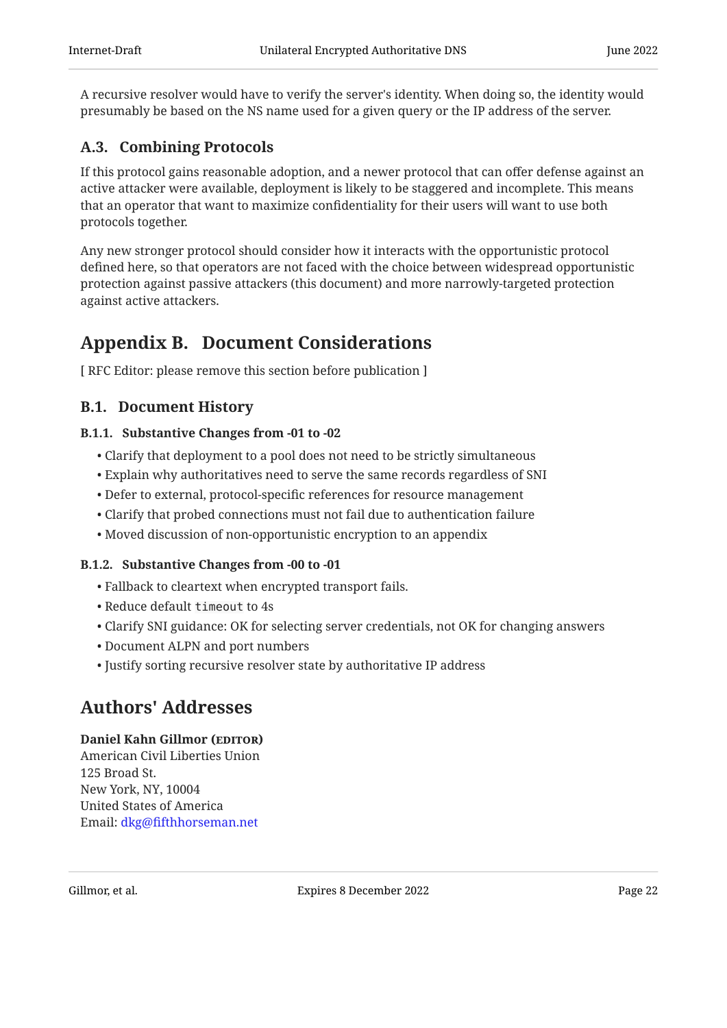A recursive resolver would have to verify the server's identity. When doing so, the identity would presumably be based on the NS name used for a given query or the IP address of the server.

### A.3. Combining Protocols

If this protocol gains reasonable adoption, and a newer protocol that can offer defense against an active attacker were available, deployment is likely to be staggered and incomplete. This means that an operator that want to maximize confidentiality for their users will want to use both protocols together.

Any new stronger protocol should consider how it interacts with the opportunistic protocol defined here, so that operators are not faced with the choice between widespread opportunistic protection against passive attackers (this document) and more narrowly-targeted protection against active attackers.

## Appendix B. Document Considerations

[ RFC Editor: please remove this section before publication ]

### B.1. Document History

#### B.1.1. Substantive Changes from -01 to -02

- Clarify that deployment to a pool does not need to be strictly simultaneous
- Explain why authoritatives need to serve the same records regardless of SNI
- Defer to external, protocol-specific references for resource management
- Clarify that probed connections must not fail due to authentication failure
- Moved discussion of non-opportunistic encryption to an appendix

#### B.1.2. Substantive Changes from -00 to -01

- Fallback to cleartext when encrypted transport fails.
- Reduce default `timeout` to 4s
- Clarify SNI guidance: OK for selecting server credentials, not OK for changing answers
- Document ALPN and port numbers
- Justify sorting recursive resolver state by authoritative IP address

## Authors' Addresses

**Daniel Kahn Gillmor (EDITOR)**
American Civil Liberties Union
125 Broad St.
New York, NY, 10004
United States of America
Email: dkg@fifthhorseman.net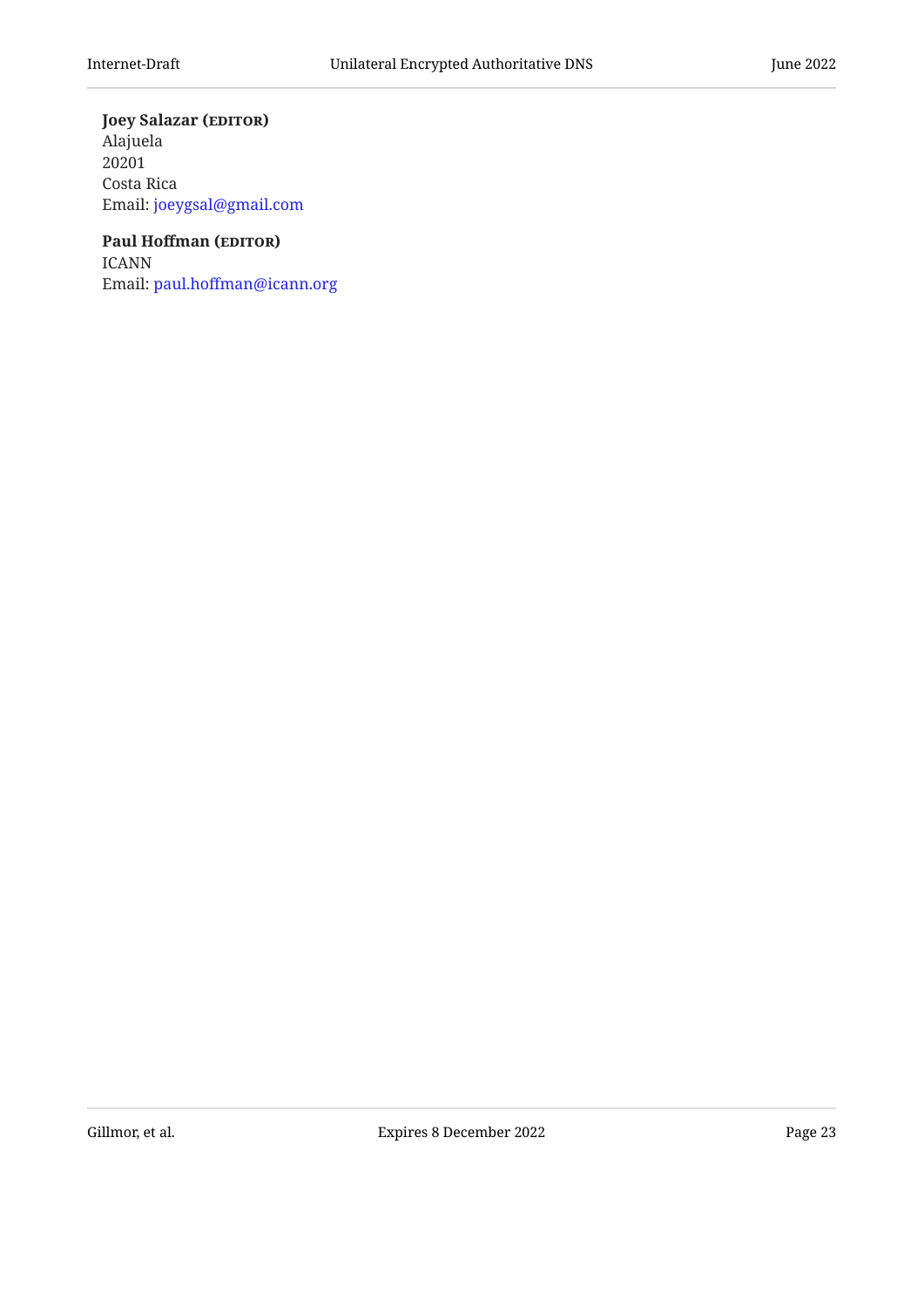**Joey Salazar (EDITOR)**
Alajuela
20201
Costa Rica
Email: joeygsal@gmail.com

**Paul Hoffman (EDITOR)**
ICANN
Email: paul.hoffman@icann.org